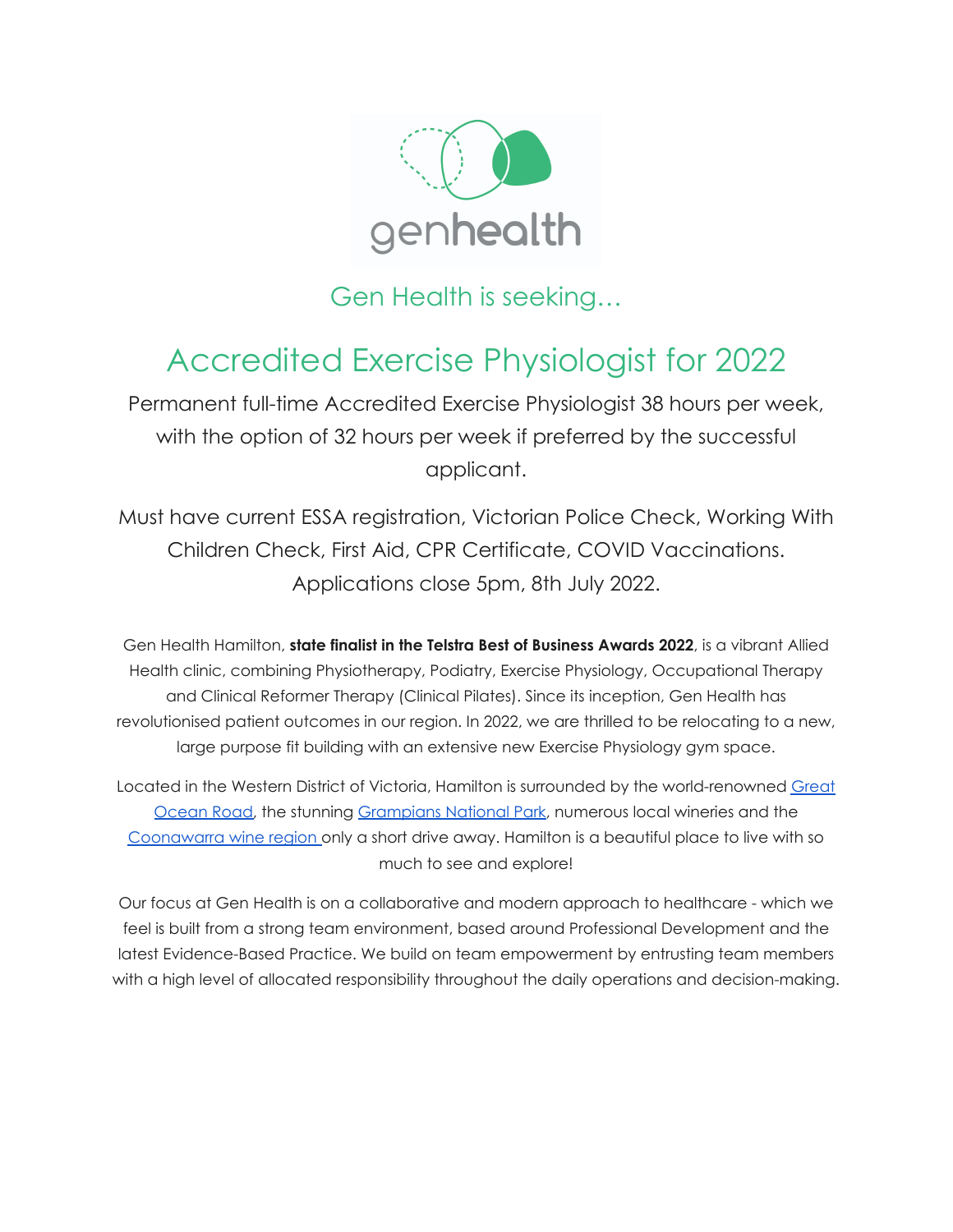genhealth

## Gen Health is seeking…

# Accredited Exercise Physiologist for 2022

Permanent full-time Accredited Exercise Physiologist 38 hours per week, with the option of 32 hours per week if preferred by the successful applicant.

Must have current ESSA registration, Victorian Police Check, Working With Children Check, First Aid, CPR Certificate, COVID Vaccinations. Applications close 5pm, 8th July 2022.

Gen Health Hamilton, **state finalist in the Telstra Best of Business Awards 2022**, is a vibrant Allied Health clinic, combining Physiotherapy, Podiatry, Exercise Physiology, Occupational Therapy and Clinical Reformer Therapy (Clinical Pilates). Since its inception, Gen Health has revolutionised patient outcomes in our region. In 2022, we are thrilled to be relocating to a new, large purpose fit building with an extensive new Exercise Physiology gym space.

Located in the Western District of Victoria, Hamilton is surrounded by the world-renowned Great Ocean Road, the stunning Grampians National Park, numerous local wineries and the Coonawarra wine region only a short drive away. Hamilton is a beautiful place to live with so much to see and explore!

Our focus at Gen Health is on a collaborative and modern approach to healthcare - which we feel is built from a strong team environment, based around Professional Development and the latest Evidence-Based Practice. We build on team empowerment by entrusting team members with a high level of allocated responsibility throughout the daily operations and decision-making.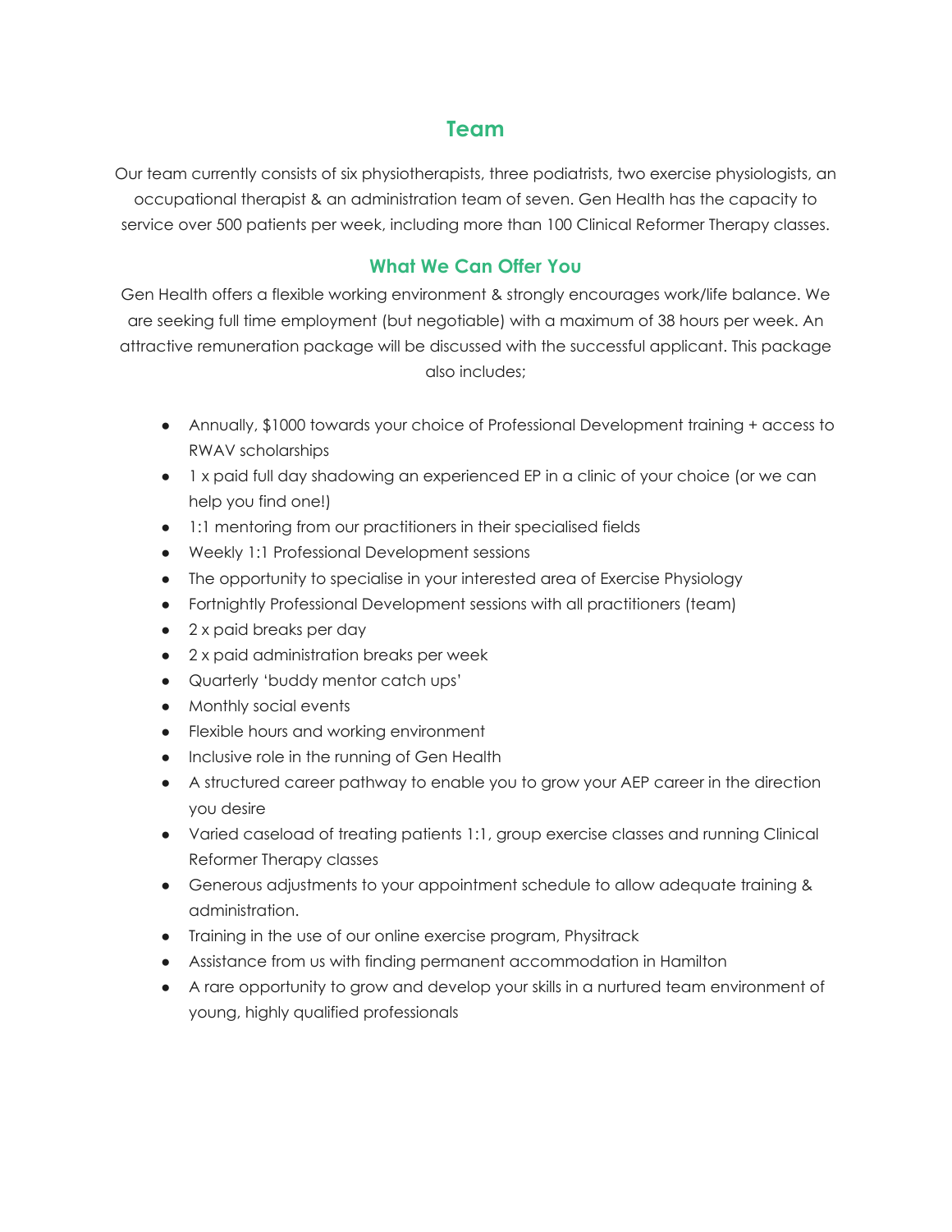## Team

Our team currently consists of six physiotherapists, three podiatrists, two exercise physiologists, an occupational therapist & an administration team of seven. Gen Health has the capacity to service over 500 patients per week, including more than 100 Clinical Reformer Therapy classes.

## What We Can Offer You

Gen Health offers a flexible working environment & strongly encourages work/life balance. We are seeking full time employment (but negotiable) with a maximum of 38 hours per week. An attractive remuneration package will be discussed with the successful applicant. This package also includes;

- Annually, $1000 towards your choice of Professional Development training + access to RWAV scholarships
- 1 x paid full day shadowing an experienced EP in a clinic of your choice (or we can help you find one!)
- 1:1 mentoring from our practitioners in their specialised fields
- Weekly 1:1 Professional Development sessions
- The opportunity to specialise in your interested area of Exercise Physiology
- Fortnightly Professional Development sessions with all practitioners (team)
- 2 x paid breaks per day
- 2 x paid administration breaks per week
- Quarterly 'buddy mentor catch ups'
- Monthly social events
- Flexible hours and working environment
- Inclusive role in the running of Gen Health
- A structured career pathway to enable you to grow your AEP career in the direction you desire
- Varied caseload of treating patients 1:1, group exercise classes and running Clinical Reformer Therapy classes
- Generous adjustments to your appointment schedule to allow adequate training & administration.
- Training in the use of our online exercise program, Physitrack
- Assistance from us with finding permanent accommodation in Hamilton
- A rare opportunity to grow and develop your skills in a nurtured team environment of young, highly qualified professionals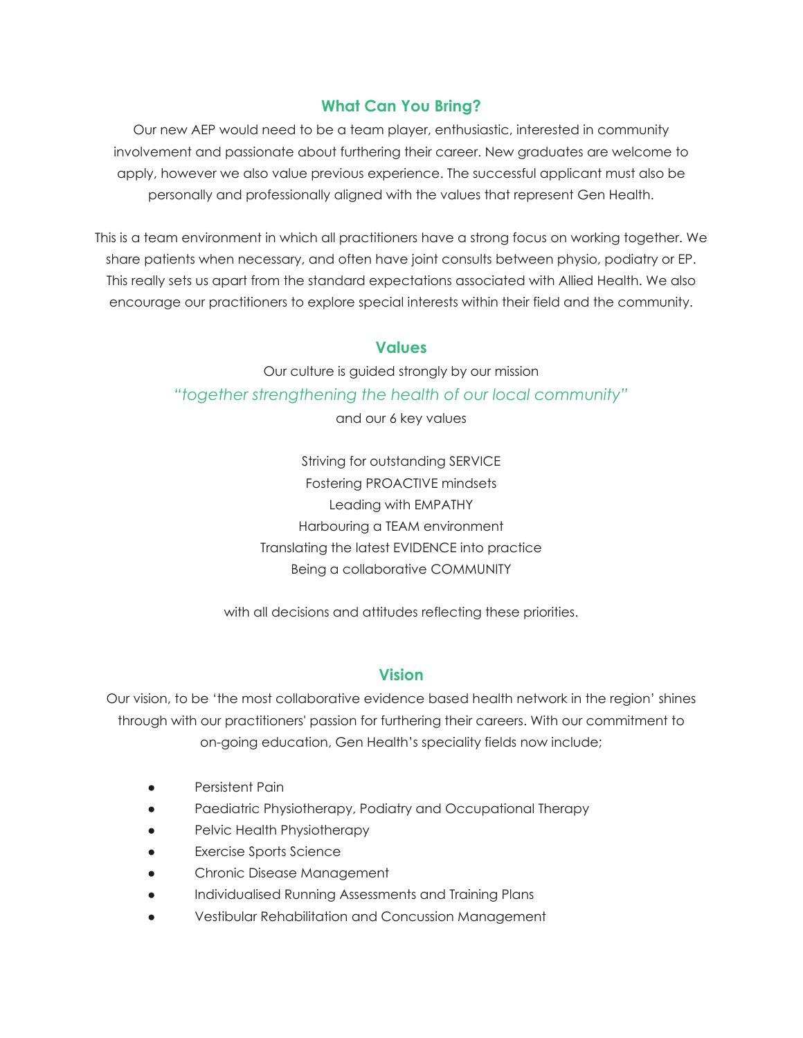## What Can You Bring?

Our new AEP would need to be a team player, enthusiastic, interested in community involvement and passionate about furthering their career. New graduates are welcome to apply, however we also value previous experience. The successful applicant must also be personally and professionally aligned with the values that represent Gen Health.

This is a team environment in which all practitioners have a strong focus on working together. We share patients when necessary, and often have joint consults between physio, podiatry or EP. This really sets us apart from the standard expectations associated with Allied Health. We also encourage our practitioners to explore special interests within their field and the community.

## Values

Our culture is guided strongly by our mission

*"together strengthening the health of our local community"*

and our 6 key values

Striving for outstanding SERVICE
Fostering PROACTIVE mindsets
Leading with EMPATHY
Harbouring a TEAM environment
Translating the latest EVIDENCE into practice
Being a collaborative COMMUNITY

with all decisions and attitudes reflecting these priorities.

## Vision

Our vision, to be 'the most collaborative evidence based health network in the region' shines through with our practitioners' passion for furthering their careers. With our commitment to on-going education, Gen Health's speciality fields now include;

- Persistent Pain
- Paediatric Physiotherapy, Podiatry and Occupational Therapy
- Pelvic Health Physiotherapy
- Exercise Sports Science
- Chronic Disease Management
- Individualised Running Assessments and Training Plans
- Vestibular Rehabilitation and Concussion Management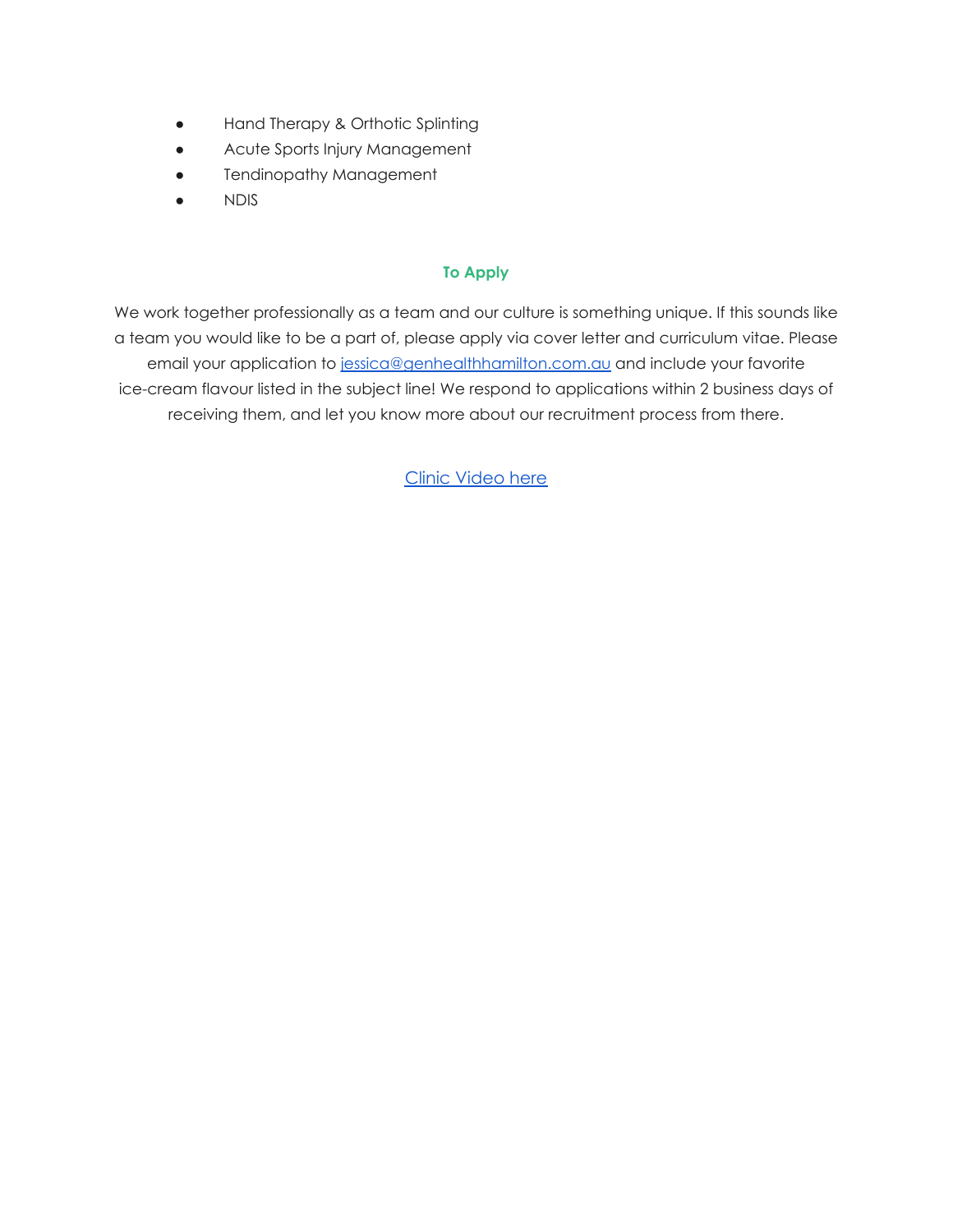- Hand Therapy & Orthotic Splinting
- Acute Sports Injury Management
- Tendinopathy Management
- NDIS

## To Apply

We work together professionally as a team and our culture is something unique. If this sounds like a team you would like to be a part of, please apply via cover letter and curriculum vitae. Please email your application to [jessica@genhealthhamilton.com.au](mailto:jessica@genhealthhamilton.com.au) and include your favorite ice-cream flavour listed in the subject line! We respond to applications within 2 business days of receiving them, and let you know more about our recruitment process from there.

Clinic Video here